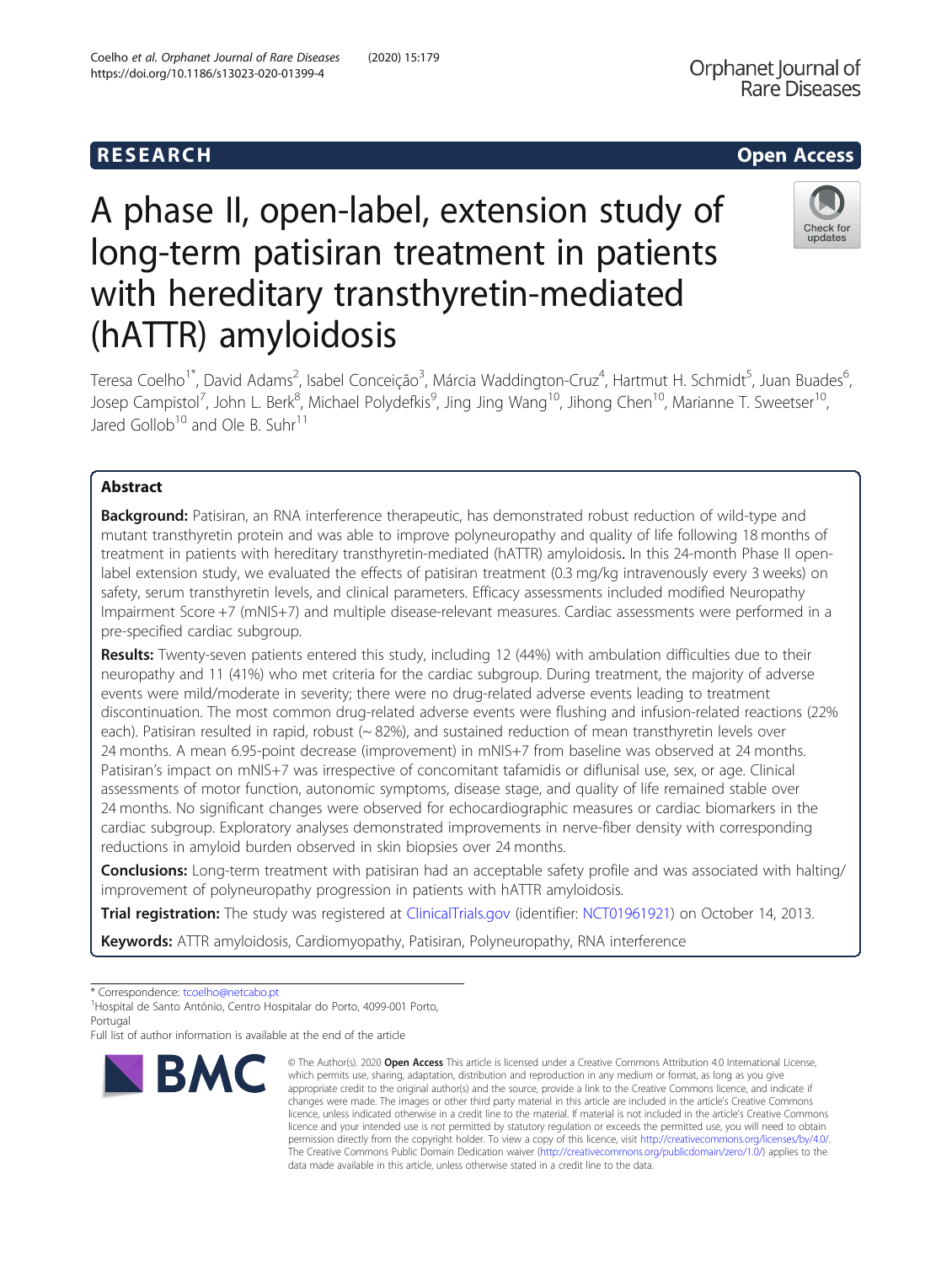RESEARCH

Open Access

# A phase II, open-label, extension study of long-term patisiran treatment in patients with hereditary transthyretin-mediated (hATTR) amyloidosis

Teresa Coelho[1*], David Adams[2], Isabel Conceição[3], Márcia Waddington-Cruz[4], Hartmut H. Schmidt[5], Juan Buades[6], Josep Campistol[7], John L. Berk[8], Michael Polydefkis[9], Jing Jing Wang[10], Jihong Chen[10], Marianne T. Sweetser[10], Jared Gollob[10] and Ole B. Suhr[11]

## Abstract

**Background:** Patisiran, an RNA interference therapeutic, has demonstrated robust reduction of wild-type and mutant transthyretin protein and was able to improve polyneuropathy and quality of life following 18 months of treatment in patients with hereditary transthyretin-mediated (hATTR) amyloidosis. In this 24-month Phase II open-label extension study, we evaluated the effects of patisiran treatment (0.3 mg/kg intravenously every 3 weeks) on safety, serum transthyretin levels, and clinical parameters. Efficacy assessments included modified Neuropathy Impairment Score +7 (mNIS+7) and multiple disease-relevant measures. Cardiac assessments were performed in a pre-specified cardiac subgroup.

**Results:** Twenty-seven patients entered this study, including 12 (44%) with ambulation difficulties due to their neuropathy and 11 (41%) who met criteria for the cardiac subgroup. During treatment, the majority of adverse events were mild/moderate in severity; there were no drug-related adverse events leading to treatment discontinuation. The most common drug-related adverse events were flushing and infusion-related reactions (22% each). Patisiran resulted in rapid, robust (~ 82%), and sustained reduction of mean transthyretin levels over 24 months. A mean 6.95-point decrease (improvement) in mNIS+7 from baseline was observed at 24 months. Patisiran's impact on mNIS+7 was irrespective of concomitant tafamidis or diflunisal use, sex, or age. Clinical assessments of motor function, autonomic symptoms, disease stage, and quality of life remained stable over 24 months. No significant changes were observed for echocardiographic measures or cardiac biomarkers in the cardiac subgroup. Exploratory analyses demonstrated improvements in nerve-fiber density with corresponding reductions in amyloid burden observed in skin biopsies over 24 months.

**Conclusions:** Long-term treatment with patisiran had an acceptable safety profile and was associated with halting/improvement of polyneuropathy progression in patients with hATTR amyloidosis.

**Trial registration:** The study was registered at ClinicalTrials.gov (identifier: NCT01961921) on October 14, 2013.

**Keywords:** ATTR amyloidosis, Cardiomyopathy, Patisiran, Polyneuropathy, RNA interference

---

\* Correspondence: tcoelho@netcabo.pt

[1]Hospital de Santo António, Centro Hospitalar do Porto, 4099-001 Porto, Portugal

Full list of author information is available at the end of the article

© The Author(s). 2020 **Open Access** This article is licensed under a Creative Commons Attribution 4.0 International License, which permits use, sharing, adaptation, distribution and reproduction in any medium or format, as long as you give appropriate credit to the original author(s) and the source, provide a link to the Creative Commons licence, and indicate if changes were made. The images or other third party material in this article are included in the article's Creative Commons licence, unless indicated otherwise in a credit line to the material. If material is not included in the article's Creative Commons licence and your intended use is not permitted by statutory regulation or exceeds the permitted use, you will need to obtain permission directly from the copyright holder. To view a copy of this licence, visit http://creativecommons.org/licenses/by/4.0/. The Creative Commons Public Domain Dedication waiver (http://creativecommons.org/publicdomain/zero/1.0/) applies to the data made available in this article, unless otherwise stated in a credit line to the data.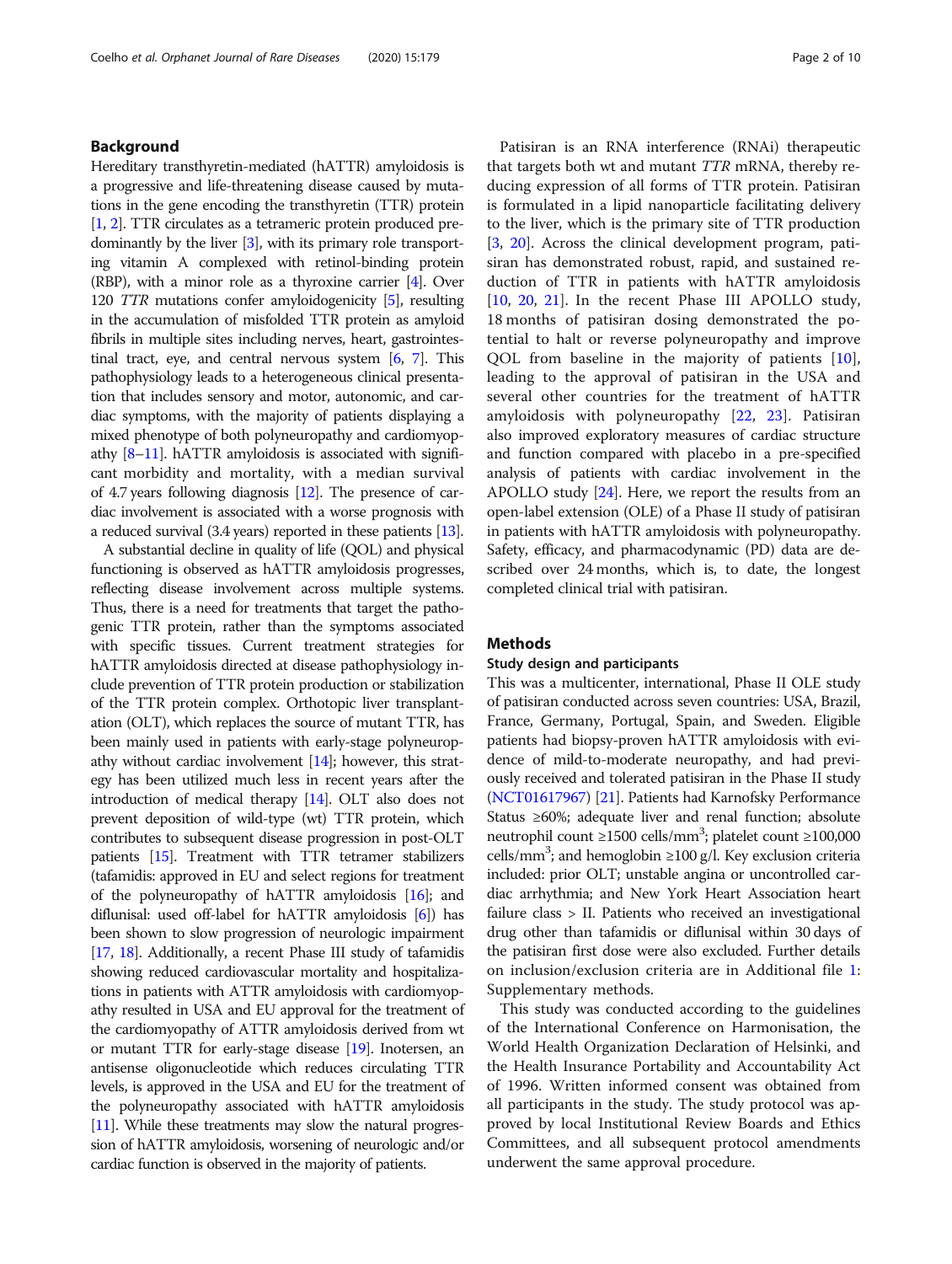## Background

Hereditary transthyretin-mediated (hATTR) amyloidosis is a progressive and life-threatening disease caused by mutations in the gene encoding the transthyretin (TTR) protein [1, 2]. TTR circulates as a tetrameric protein produced predominantly by the liver [3], with its primary role transporting vitamin A complexed with retinol-binding protein (RBP), with a minor role as a thyroxine carrier [4]. Over 120 *TTR* mutations confer amyloidogenicity [5], resulting in the accumulation of misfolded TTR protein as amyloid fibrils in multiple sites including nerves, heart, gastrointestinal tract, eye, and central nervous system [6, 7]. This pathophysiology leads to a heterogeneous clinical presentation that includes sensory and motor, autonomic, and cardiac symptoms, with the majority of patients displaying a mixed phenotype of both polyneuropathy and cardiomyopathy [8–11]. hATTR amyloidosis is associated with significant morbidity and mortality, with a median survival of 4.7 years following diagnosis [12]. The presence of cardiac involvement is associated with a worse prognosis with a reduced survival (3.4 years) reported in these patients [13].

A substantial decline in quality of life (QOL) and physical functioning is observed as hATTR amyloidosis progresses, reflecting disease involvement across multiple systems. Thus, there is a need for treatments that target the pathogenic TTR protein, rather than the symptoms associated with specific tissues. Current treatment strategies for hATTR amyloidosis directed at disease pathophysiology include prevention of TTR protein production or stabilization of the TTR protein complex. Orthotopic liver transplantation (OLT), which replaces the source of mutant TTR, has been mainly used in patients with early-stage polyneuropathy without cardiac involvement [14]; however, this strategy has been utilized much less in recent years after the introduction of medical therapy [14]. OLT also does not prevent deposition of wild-type (wt) TTR protein, which contributes to subsequent disease progression in post-OLT patients [15]. Treatment with TTR tetramer stabilizers (tafamidis: approved in EU and select regions for treatment of the polyneuropathy of hATTR amyloidosis [16]; and diflunisal: used off-label for hATTR amyloidosis [6]) has been shown to slow progression of neurologic impairment [17, 18]. Additionally, a recent Phase III study of tafamidis showing reduced cardiovascular mortality and hospitalizations in patients with ATTR amyloidosis with cardiomyopathy resulted in USA and EU approval for the treatment of the cardiomyopathy of ATTR amyloidosis derived from wt or mutant TTR for early-stage disease [19]. Inotersen, an antisense oligonucleotide which reduces circulating TTR levels, is approved in the USA and EU for the treatment of the polyneuropathy associated with hATTR amyloidosis [11]. While these treatments may slow the natural progression of hATTR amyloidosis, worsening of neurologic and/or cardiac function is observed in the majority of patients.

Patisiran is an RNA interference (RNAi) therapeutic that targets both wt and mutant *TTR* mRNA, thereby reducing expression of all forms of TTR protein. Patisiran is formulated in a lipid nanoparticle facilitating delivery to the liver, which is the primary site of TTR production [3, 20]. Across the clinical development program, patisiran has demonstrated robust, rapid, and sustained reduction of TTR in patients with hATTR amyloidosis [10, 20, 21]. In the recent Phase III APOLLO study, 18 months of patisiran dosing demonstrated the potential to halt or reverse polyneuropathy and improve QOL from baseline in the majority of patients [10], leading to the approval of patisiran in the USA and several other countries for the treatment of hATTR amyloidosis with polyneuropathy [22, 23]. Patisiran also improved exploratory measures of cardiac structure and function compared with placebo in a pre-specified analysis of patients with cardiac involvement in the APOLLO study [24]. Here, we report the results from an open-label extension (OLE) of a Phase II study of patisiran in patients with hATTR amyloidosis with polyneuropathy. Safety, efficacy, and pharmacodynamic (PD) data are described over 24 months, which is, to date, the longest completed clinical trial with patisiran.

## Methods

### Study design and participants

This was a multicenter, international, Phase II OLE study of patisiran conducted across seven countries: USA, Brazil, France, Germany, Portugal, Spain, and Sweden. Eligible patients had biopsy-proven hATTR amyloidosis with evidence of mild-to-moderate neuropathy, and had previously received and tolerated patisiran in the Phase II study (NCT01617967) [21]. Patients had Karnofsky Performance Status ≥60%; adequate liver and renal function; absolute neutrophil count ≥1500 cells/mm$^3$; platelet count ≥100,000 cells/mm$^3$; and hemoglobin ≥100 g/l. Key exclusion criteria included: prior OLT; unstable angina or uncontrolled cardiac arrhythmia; and New York Heart Association heart failure class > II. Patients who received an investigational drug other than tafamidis or diflunisal within 30 days of the patisiran first dose were also excluded. Further details on inclusion/exclusion criteria are in Additional file 1: Supplementary methods.

This study was conducted according to the guidelines of the International Conference on Harmonisation, the World Health Organization Declaration of Helsinki, and the Health Insurance Portability and Accountability Act of 1996. Written informed consent was obtained from all participants in the study. The study protocol was approved by local Institutional Review Boards and Ethics Committees, and all subsequent protocol amendments underwent the same approval procedure.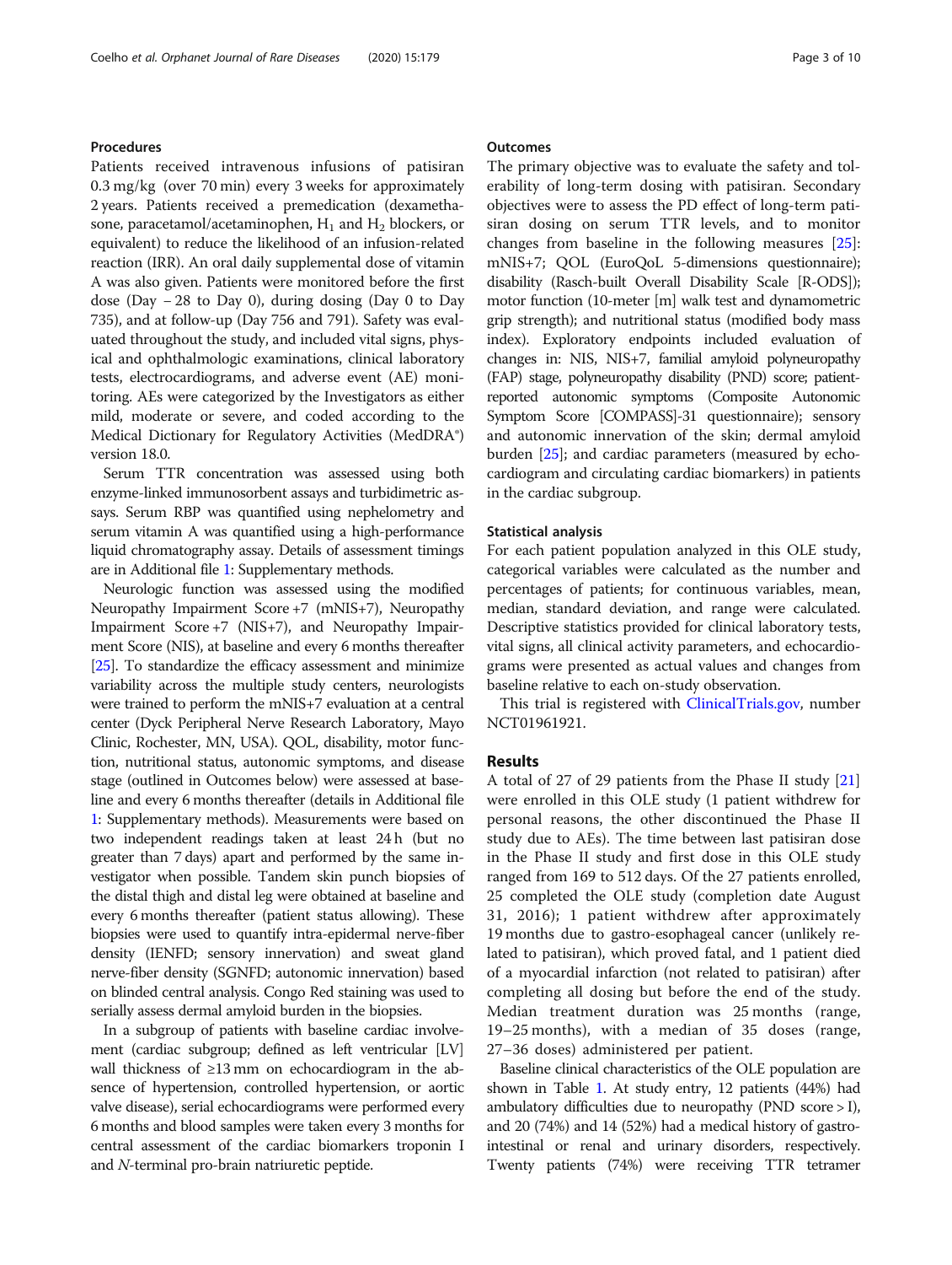### Procedures

Patients received intravenous infusions of patisiran 0.3 mg/kg (over 70 min) every 3 weeks for approximately 2 years. Patients received a premedication (dexamethasone, paracetamol/acetaminophen, $H_1$ and $H_2$ blockers, or equivalent) to reduce the likelihood of an infusion-related reaction (IRR). An oral daily supplemental dose of vitamin A was also given. Patients were monitored before the first dose (Day − 28 to Day 0), during dosing (Day 0 to Day 735), and at follow-up (Day 756 and 791). Safety was evaluated throughout the study, and included vital signs, physical and ophthalmologic examinations, clinical laboratory tests, electrocardiograms, and adverse event (AE) monitoring. AEs were categorized by the Investigators as either mild, moderate or severe, and coded according to the Medical Dictionary for Regulatory Activities (MedDRA®) version 18.0.

Serum TTR concentration was assessed using both enzyme-linked immunosorbent assays and turbidimetric assays. Serum RBP was quantified using nephelometry and serum vitamin A was quantified using a high-performance liquid chromatography assay. Details of assessment timings are in Additional file 1: Supplementary methods.

Neurologic function was assessed using the modified Neuropathy Impairment Score +7 (mNIS+7), Neuropathy Impairment Score +7 (NIS+7), and Neuropathy Impairment Score (NIS), at baseline and every 6 months thereafter [25]. To standardize the efficacy assessment and minimize variability across the multiple study centers, neurologists were trained to perform the mNIS+7 evaluation at a central center (Dyck Peripheral Nerve Research Laboratory, Mayo Clinic, Rochester, MN, USA). QOL, disability, motor function, nutritional status, autonomic symptoms, and disease stage (outlined in Outcomes below) were assessed at baseline and every 6 months thereafter (details in Additional file 1: Supplementary methods). Measurements were based on two independent readings taken at least 24 h (but no greater than 7 days) apart and performed by the same investigator when possible. Tandem skin punch biopsies of the distal thigh and distal leg were obtained at baseline and every 6 months thereafter (patient status allowing). These biopsies were used to quantify intra-epidermal nerve-fiber density (IENFD; sensory innervation) and sweat gland nerve-fiber density (SGNFD; autonomic innervation) based on blinded central analysis. Congo Red staining was used to serially assess dermal amyloid burden in the biopsies.

In a subgroup of patients with baseline cardiac involvement (cardiac subgroup; defined as left ventricular [LV] wall thickness of ≥13 mm on echocardiogram in the absence of hypertension, controlled hypertension, or aortic valve disease), serial echocardiograms were performed every 6 months and blood samples were taken every 3 months for central assessment of the cardiac biomarkers troponin I and *N*-terminal pro-brain natriuretic peptide.

### Outcomes

The primary objective was to evaluate the safety and tolerability of long-term dosing with patisiran. Secondary objectives were to assess the PD effect of long-term patisiran dosing on serum TTR levels, and to monitor changes from baseline in the following measures [25]: mNIS+7; QOL (EuroQoL 5-dimensions questionnaire); disability (Rasch-built Overall Disability Scale [R-ODS]); motor function (10-meter [m] walk test and dynamometric grip strength); and nutritional status (modified body mass index). Exploratory endpoints included evaluation of changes in: NIS, NIS+7, familial amyloid polyneuropathy (FAP) stage, polyneuropathy disability (PND) score; patient-reported autonomic symptoms (Composite Autonomic Symptom Score [COMPASS]-31 questionnaire); sensory and autonomic innervation of the skin; dermal amyloid burden [25]; and cardiac parameters (measured by echocardiogram and circulating cardiac biomarkers) in patients in the cardiac subgroup.

### Statistical analysis

For each patient population analyzed in this OLE study, categorical variables were calculated as the number and percentages of patients; for continuous variables, mean, median, standard deviation, and range were calculated. Descriptive statistics provided for clinical laboratory tests, vital signs, all clinical activity parameters, and echocardiograms were presented as actual values and changes from baseline relative to each on-study observation.

This trial is registered with ClinicalTrials.gov, number NCT01961921.

## Results

A total of 27 of 29 patients from the Phase II study [21] were enrolled in this OLE study (1 patient withdrew for personal reasons, the other discontinued the Phase II study due to AEs). The time between last patisiran dose in the Phase II study and first dose in this OLE study ranged from 169 to 512 days. Of the 27 patients enrolled, 25 completed the OLE study (completion date August 31, 2016); 1 patient withdrew after approximately 19 months due to gastro-esophageal cancer (unlikely related to patisiran), which proved fatal, and 1 patient died of a myocardial infarction (not related to patisiran) after completing all dosing but before the end of the study. Median treatment duration was 25 months (range, 19–25 months), with a median of 35 doses (range, 27–36 doses) administered per patient.

Baseline clinical characteristics of the OLE population are shown in Table 1. At study entry, 12 patients (44%) had ambulatory difficulties due to neuropathy (PND score > I), and 20 (74%) and 14 (52%) had a medical history of gastrointestinal or renal and urinary disorders, respectively. Twenty patients (74%) were receiving TTR tetramer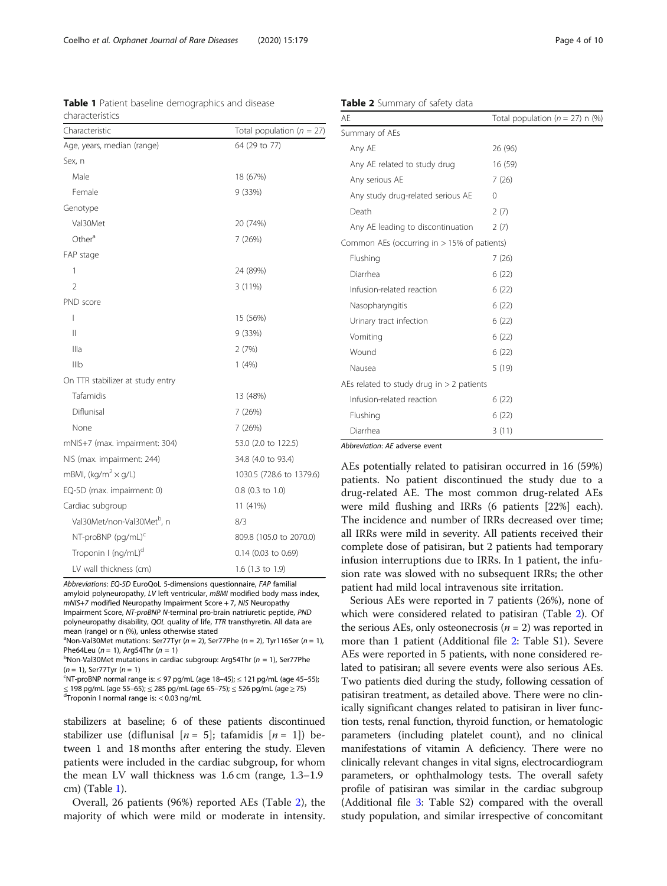**Table 1** Patient baseline demographics and disease characteristics

| Characteristic | Total population ($n$ = 27) |
|---|---|
| Age, years, median (range) | 64 (29 to 77) |
| Sex, n | |
| Male | 18 (67%) |
| Female | 9 (33%) |
| Genotype | |
| Val30Met | 20 (74%) |
| Other[a] | 7 (26%) |
| FAP stage | |
| 1 | 24 (89%) |
| 2 | 3 (11%) |
| PND score | |
| I | 15 (56%) |
| II | 9 (33%) |
| IIIa | 2 (7%) |
| IIIb | 1 (4%) |
| On TTR stabilizer at study entry | |
| Tafamidis | 13 (48%) |
| Diflunisal | 7 (26%) |
| None | 7 (26%) |
| mNIS+7 (max. impairment: 304) | 53.0 (2.0 to 122.5) |
| NIS (max. impairment: 244) | 34.8 (4.0 to 93.4) |
| mBMI, (kg/m$^2$ × g/L) | 1030.5 (728.6 to 1379.6) |
| EQ-5D (max. impairment: 0) | 0.8 (0.3 to 1.0) |
| Cardiac subgroup | 11 (41%) |
| Val30Met/non-Val30Met[b], n | 8/3 |
| NT-proBNP (pg/mL)[c] | 809.8 (105.0 to 2070.0) |
| Troponin I (ng/mL)[d] | 0.14 (0.03 to 0.69) |
| LV wall thickness (cm) | 1.6 (1.3 to 1.9) |

*Abbreviations*: *EQ-5D* EuroQoL 5-dimensions questionnaire, *FAP* familial amyloid polyneuropathy, *LV* left ventricular, *mBMI* modified body mass index, *mNIS+7* modified Neuropathy Impairment Score + 7, *NIS* Neuropathy Impairment Score, *NT-proBNP* N-terminal pro-brain natriuretic peptide, *PND* polyneuropathy disability, *QOL* quality of life, *TTR* transthyretin. All data are mean (range) or n (%), unless otherwise stated

[a]Non-Val30Met mutations: Ser77Tyr ($n$ = 2), Ser77Phe ($n$ = 2), Tyr116Ser ($n$ = 1), Phe64Leu ($n$ = 1), Arg54Thr ($n$ = 1)

[b]Non-Val30Met mutations in cardiac subgroup: Arg54Thr ($n$ = 1), Ser77Phe ($n$ = 1), Ser77Tyr ($n$ = 1)

[c]NT-proBNP normal range is: ≤ 97 pg/mL (age 18–45); ≤ 121 pg/mL (age 45–55); ≤ 198 pg/mL (age 55–65); ≤ 285 pg/mL (age 65–75); ≤ 526 pg/mL (age ≥ 75)

[d]Troponin I normal range is: < 0.03 ng/mL

stabilizers at baseline; 6 of these patients discontinued stabilizer use (diflunisal [$n$ = 5]; tafamidis [$n$ = 1]) between 1 and 18 months after entering the study. Eleven patients were included in the cardiac subgroup, for whom the mean LV wall thickness was 1.6 cm (range, 1.3–1.9 cm) (Table 1).

Overall, 26 patients (96%) reported AEs (Table 2), the majority of which were mild or moderate in intensity. AEs potentially related to patisiran occurred in 16 (59%) patients. No patient discontinued the study due to a drug-related AE. The most common drug-related AEs were mild flushing and IRRs (6 patients [22%] each). The incidence and number of IRRs decreased over time; all IRRs were mild in severity. All patients received their complete dose of patisiran, but 2 patients had temporary infusion interruptions due to IRRs. In 1 patient, the infusion rate was slowed with no subsequent IRRs; the other patient had mild local intravenous site irritation.

**Table 2** Summary of safety data

| AE | Total population ($n$ = 27) n (%) |
|---|---|
| Summary of AEs | |
| Any AE | 26 (96) |
| Any AE related to study drug | 16 (59) |
| Any serious AE | 7 (26) |
| Any study drug-related serious AE | 0 |
| Death | 2 (7) |
| Any AE leading to discontinuation | 2 (7) |
| Common AEs (occurring in > 15% of patients) | |
| Flushing | 7 (26) |
| Diarrhea | 6 (22) |
| Infusion-related reaction | 6 (22) |
| Nasopharyngitis | 6 (22) |
| Urinary tract infection | 6 (22) |
| Vomiting | 6 (22) |
| Wound | 6 (22) |
| Nausea | 5 (19) |
| AEs related to study drug in > 2 patients | |
| Infusion-related reaction | 6 (22) |
| Flushing | 6 (22) |
| Diarrhea | 3 (11) |

*Abbreviation*: *AE* adverse event

Serious AEs were reported in 7 patients (26%), none of which were considered related to patisiran (Table 2). Of the serious AEs, only osteonecrosis ($n$ = 2) was reported in more than 1 patient (Additional file 2: Table S1). Severe AEs were reported in 5 patients, with none considered related to patisiran; all severe events were also serious AEs. Two patients died during the study, following cessation of patisiran treatment, as detailed above. There were no clinically significant changes related to patisiran in liver function tests, renal function, thyroid function, or hematologic parameters (including platelet count), and no clinical manifestations of vitamin A deficiency. There were no clinically relevant changes in vital signs, electrocardiogram parameters, or ophthalmology tests. The overall safety profile of patisiran was similar in the cardiac subgroup (Additional file 3: Table S2) compared with the overall study population, and similar irrespective of concomitant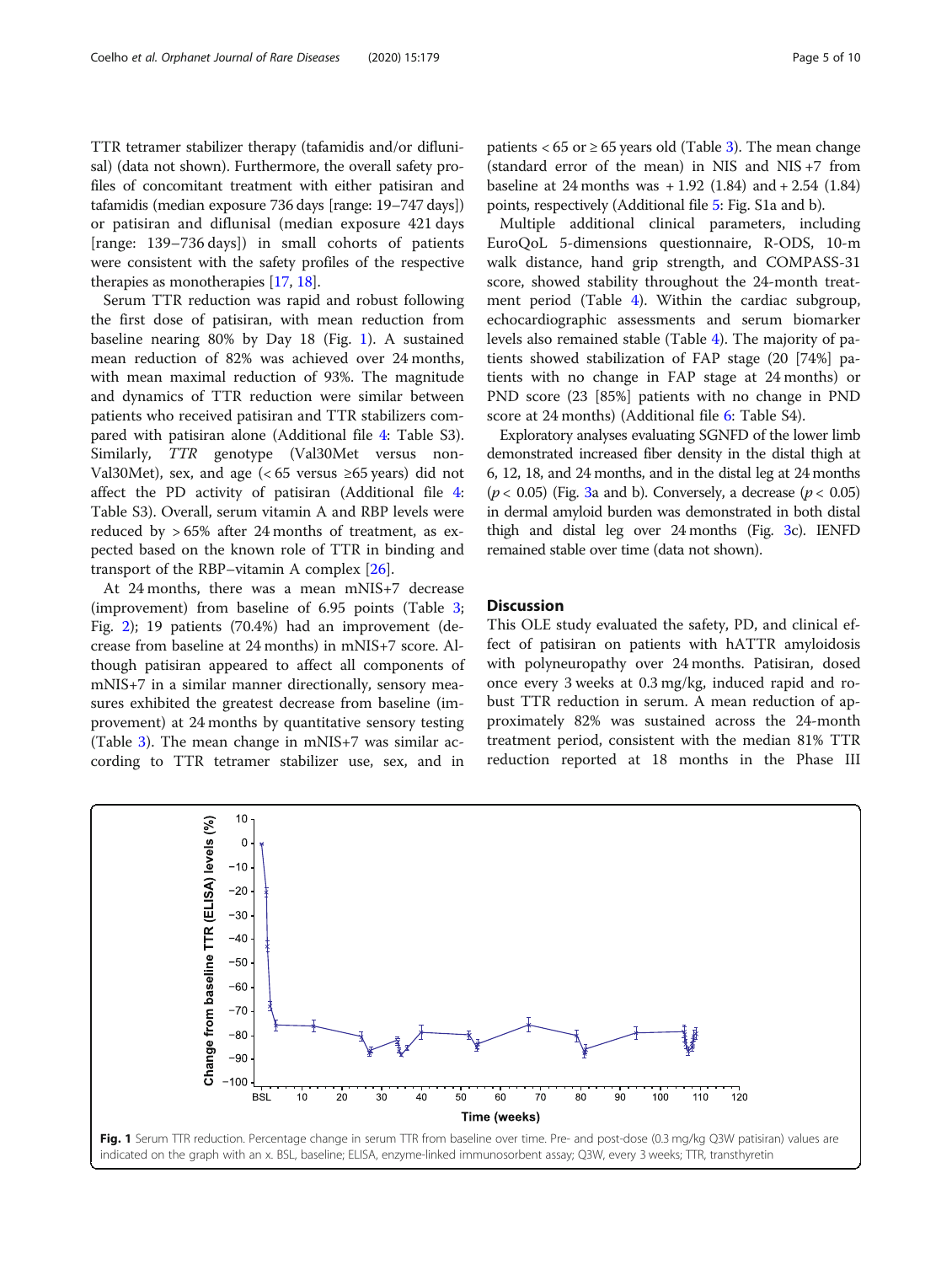TTR tetramer stabilizer therapy (tafamidis and/or diflunisal) (data not shown). Furthermore, the overall safety profiles of concomitant treatment with either patisiran and tafamidis (median exposure 736 days [range: 19–747 days]) or patisiran and diflunisal (median exposure 421 days [range: 139–736 days]) in small cohorts of patients were consistent with the safety profiles of the respective therapies as monotherapies [17, 18].

Serum TTR reduction was rapid and robust following the first dose of patisiran, with mean reduction from baseline nearing 80% by Day 18 (Fig. 1). A sustained mean reduction of 82% was achieved over 24 months, with mean maximal reduction of 93%. The magnitude and dynamics of TTR reduction were similar between patients who received patisiran and TTR stabilizers compared with patisiran alone (Additional file 4: Table S3). Similarly, *TTR* genotype (Val30Met versus non-Val30Met), sex, and age (< 65 versus ≥65 years) did not affect the PD activity of patisiran (Additional file 4: Table S3). Overall, serum vitamin A and RBP levels were reduced by > 65% after 24 months of treatment, as expected based on the known role of TTR in binding and transport of the RBP–vitamin A complex [26].

At 24 months, there was a mean mNIS+7 decrease (improvement) from baseline of 6.95 points (Table 3; Fig. 2); 19 patients (70.4%) had an improvement (decrease from baseline at 24 months) in mNIS+7 score. Although patisiran appeared to affect all components of mNIS+7 in a similar manner directionally, sensory measures exhibited the greatest decrease from baseline (improvement) at 24 months by quantitative sensory testing (Table 3). The mean change in mNIS+7 was similar according to TTR tetramer stabilizer use, sex, and in patients < 65 or ≥ 65 years old (Table 3). The mean change (standard error of the mean) in NIS and NIS +7 from baseline at 24 months was + 1.92 (1.84) and + 2.54 (1.84) points, respectively (Additional file 5: Fig. S1a and b).

Multiple additional clinical parameters, including EuroQoL 5-dimensions questionnaire, R-ODS, 10-m walk distance, hand grip strength, and COMPASS-31 score, showed stability throughout the 24-month treatment period (Table 4). Within the cardiac subgroup, echocardiographic assessments and serum biomarker levels also remained stable (Table 4). The majority of patients showed stabilization of FAP stage (20 [74%] patients with no change in FAP stage at 24 months) or PND score (23 [85%] patients with no change in PND score at 24 months) (Additional file 6: Table S4).

Exploratory analyses evaluating SGNFD of the lower limb demonstrated increased fiber density in the distal thigh at 6, 12, 18, and 24 months, and in the distal leg at 24 months ($p < 0.05$) (Fig. 3a and b). Conversely, a decrease ($p < 0.05$) in dermal amyloid burden was demonstrated in both distal thigh and distal leg over 24 months (Fig. 3c). IENFD remained stable over time (data not shown).

## Discussion

This OLE study evaluated the safety, PD, and clinical effect of patisiran on patients with hATTR amyloidosis with polyneuropathy over 24 months. Patisiran, dosed once every 3 weeks at 0.3 mg/kg, induced rapid and robust TTR reduction in serum. A mean reduction of approximately 82% was sustained across the 24-month treatment period, consistent with the median 81% TTR reduction reported at 18 months in the Phase III

**Fig. 1** Serum TTR reduction. Percentage change in serum TTR from baseline over time. Pre- and post-dose (0.3 mg/kg Q3W patisiran) values are indicated on the graph with an x. BSL, baseline; ELISA, enzyme-linked immunosorbent assay; Q3W, every 3 weeks; TTR, transthyretin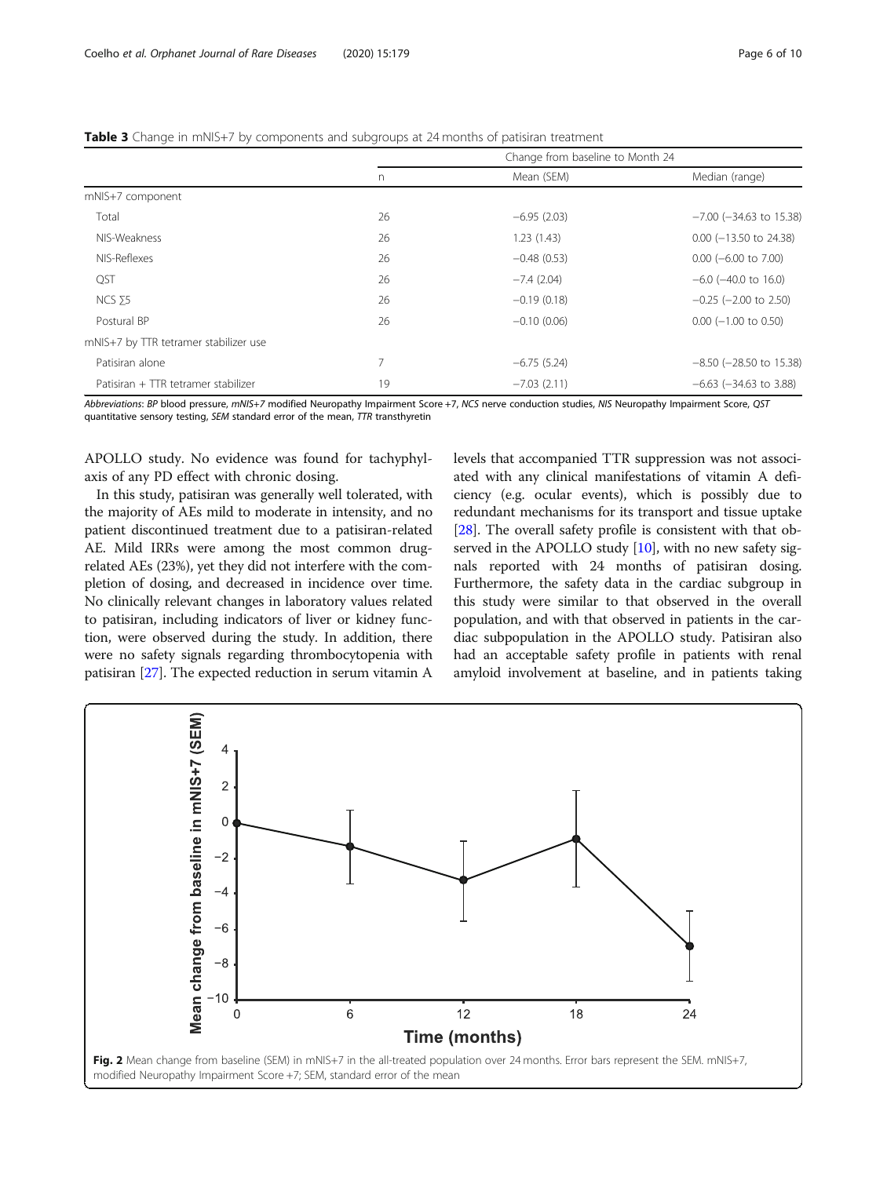**Table 3** Change in mNIS+7 by components and subgroups at 24 months of patisiran treatment

| | Change from baseline to Month 24 | | |
|---|---|---|---|
| | n | Mean (SEM) | Median (range) |
| mNIS+7 component | | | |
| Total | 26 | −6.95 (2.03) | −7.00 (−34.63 to 15.38) |
| NIS-Weakness | 26 | 1.23 (1.43) | 0.00 (−13.50 to 24.38) |
| NIS-Reflexes | 26 | −0.48 (0.53) | 0.00 (−6.00 to 7.00) |
| QST | 26 | −7.4 (2.04) | −6.0 (−40.0 to 16.0) |
| NCS ∑5 | 26 | −0.19 (0.18) | −0.25 (−2.00 to 2.50) |
| Postural BP | 26 | −0.10 (0.06) | 0.00 (−1.00 to 0.50) |
| mNIS+7 by TTR tetramer stabilizer use | | | |
| Patisiran alone | 7 | −6.75 (5.24) | −8.50 (−28.50 to 15.38) |
| Patisiran + TTR tetramer stabilizer | 19 | −7.03 (2.11) | −6.63 (−34.63 to 3.88) |

*Abbreviations*: *BP* blood pressure, *mNIS+7* modified Neuropathy Impairment Score +7, *NCS* nerve conduction studies, *NIS* Neuropathy Impairment Score, *QST* quantitative sensory testing, *SEM* standard error of the mean, *TTR* transthyretin

APOLLO study. No evidence was found for tachyphylaxis of any PD effect with chronic dosing.

In this study, patisiran was generally well tolerated, with the majority of AEs mild to moderate in intensity, and no patient discontinued treatment due to a patisiran-related AE. Mild IRRs were among the most common drug-related AEs (23%), yet they did not interfere with the completion of dosing, and decreased in incidence over time. No clinically relevant changes in laboratory values related to patisiran, including indicators of liver or kidney function, were observed during the study. In addition, there were no safety signals regarding thrombocytopenia with patisiran [27]. The expected reduction in serum vitamin A levels that accompanied TTR suppression was not associated with any clinical manifestations of vitamin A deficiency (e.g. ocular events), which is possibly due to redundant mechanisms for its transport and tissue uptake [28]. The overall safety profile is consistent with that observed in the APOLLO study [10], with no new safety signals reported with 24 months of patisiran dosing. Furthermore, the safety data in the cardiac subgroup in this study were similar to that observed in the overall population, and with that observed in patients in the cardiac subpopulation in the APOLLO study. Patisiran also had an acceptable safety profile in patients with renal amyloid involvement at baseline, and in patients taking

**Fig. 2** Mean change from baseline (SEM) in mNIS+7 in the all-treated population over 24 months. Error bars represent the SEM. mNIS+7, modified Neuropathy Impairment Score +7; SEM, standard error of the mean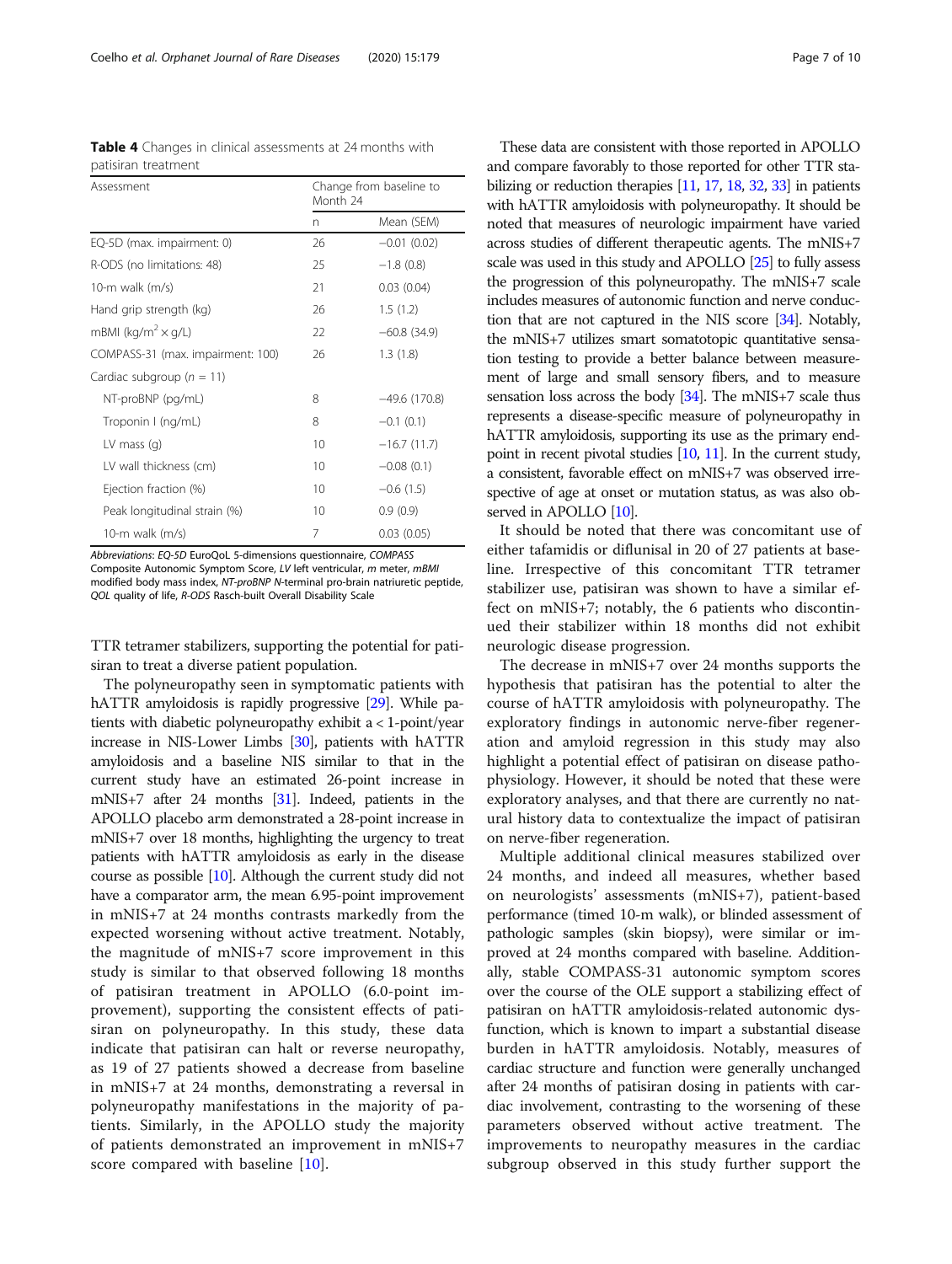**Table 4** Changes in clinical assessments at 24 months with patisiran treatment

| Assessment | Change from baseline to Month 24 | |
|---|---|---|
| | n | Mean (SEM) |
| EQ-5D (max. impairment: 0) | 26 | −0.01 (0.02) |
| R-ODS (no limitations: 48) | 25 | −1.8 (0.8) |
| 10-m walk (m/s) | 21 | 0.03 (0.04) |
| Hand grip strength (kg) | 26 | 1.5 (1.2) |
| mBMI ($kg/m^2 \times g/L$) | 22 | −60.8 (34.9) |
| COMPASS-31 (max. impairment: 100) | 26 | 1.3 (1.8) |
| Cardiac subgroup ($n$ = 11) | | |
| NT-proBNP (pg/mL) | 8 | −49.6 (170.8) |
| Troponin I (ng/mL) | 8 | −0.1 (0.1) |
| LV mass (g) | 10 | −16.7 (11.7) |
| LV wall thickness (cm) | 10 | −0.08 (0.1) |
| Ejection fraction (%) | 10 | −0.6 (1.5) |
| Peak longitudinal strain (%) | 10 | 0.9 (0.9) |
| 10-m walk (m/s) | 7 | 0.03 (0.05) |

*Abbreviations: EQ-5D* EuroQoL 5-dimensions questionnaire, *COMPASS* Composite Autonomic Symptom Score, *LV* left ventricular, *m* meter, *mBMI* modified body mass index, *NT-proBNP* N-terminal pro-brain natriuretic peptide, *QOL* quality of life, *R-ODS* Rasch-built Overall Disability Scale

TTR tetramer stabilizers, supporting the potential for patisiran to treat a diverse patient population.

The polyneuropathy seen in symptomatic patients with hATTR amyloidosis is rapidly progressive [29]. While patients with diabetic polyneuropathy exhibit a < 1-point/year increase in NIS-Lower Limbs [30], patients with hATTR amyloidosis and a baseline NIS similar to that in the current study have an estimated 26-point increase in mNIS+7 after 24 months [31]. Indeed, patients in the APOLLO placebo arm demonstrated a 28-point increase in mNIS+7 over 18 months, highlighting the urgency to treat patients with hATTR amyloidosis as early in the disease course as possible [10]. Although the current study did not have a comparator arm, the mean 6.95-point improvement in mNIS+7 at 24 months contrasts markedly from the expected worsening without active treatment. Notably, the magnitude of mNIS+7 score improvement in this study is similar to that observed following 18 months of patisiran treatment in APOLLO (6.0-point improvement), supporting the consistent effects of patisiran on polyneuropathy. In this study, these data indicate that patisiran can halt or reverse neuropathy, as 19 of 27 patients showed a decrease from baseline in mNIS+7 at 24 months, demonstrating a reversal in polyneuropathy manifestations in the majority of patients. Similarly, in the APOLLO study the majority of patients demonstrated an improvement in mNIS+7 score compared with baseline [10].

These data are consistent with those reported in APOLLO and compare favorably to those reported for other TTR stabilizing or reduction therapies [11, 17, 18, 32, 33] in patients with hATTR amyloidosis with polyneuropathy. It should be noted that measures of neurologic impairment have varied across studies of different therapeutic agents. The mNIS+7 scale was used in this study and APOLLO [25] to fully assess the progression of this polyneuropathy. The mNIS+7 scale includes measures of autonomic function and nerve conduction that are not captured in the NIS score [34]. Notably, the mNIS+7 utilizes smart somatotopic quantitative sensation testing to provide a better balance between measurement of large and small sensory fibers, and to measure sensation loss across the body [34]. The mNIS+7 scale thus represents a disease-specific measure of polyneuropathy in hATTR amyloidosis, supporting its use as the primary endpoint in recent pivotal studies [10, 11]. In the current study, a consistent, favorable effect on mNIS+7 was observed irrespective of age at onset or mutation status, as was also observed in APOLLO [10].

It should be noted that there was concomitant use of either tafamidis or diflunisal in 20 of 27 patients at baseline. Irrespective of this concomitant TTR tetramer stabilizer use, patisiran was shown to have a similar effect on mNIS+7; notably, the 6 patients who discontinued their stabilizer within 18 months did not exhibit neurologic disease progression.

The decrease in mNIS+7 over 24 months supports the hypothesis that patisiran has the potential to alter the course of hATTR amyloidosis with polyneuropathy. The exploratory findings in autonomic nerve-fiber regeneration and amyloid regression in this study may also highlight a potential effect of patisiran on disease pathophysiology. However, it should be noted that these were exploratory analyses, and that there are currently no natural history data to contextualize the impact of patisiran on nerve-fiber regeneration.

Multiple additional clinical measures stabilized over 24 months, and indeed all measures, whether based on neurologists' assessments (mNIS+7), patient-based performance (timed 10-m walk), or blinded assessment of pathologic samples (skin biopsy), were similar or improved at 24 months compared with baseline. Additionally, stable COMPASS-31 autonomic symptom scores over the course of the OLE support a stabilizing effect of patisiran on hATTR amyloidosis-related autonomic dysfunction, which is known to impart a substantial disease burden in hATTR amyloidosis. Notably, measures of cardiac structure and function were generally unchanged after 24 months of patisiran dosing in patients with cardiac involvement, contrasting to the worsening of these parameters observed without active treatment. The improvements to neuropathy measures in the cardiac subgroup observed in this study further support the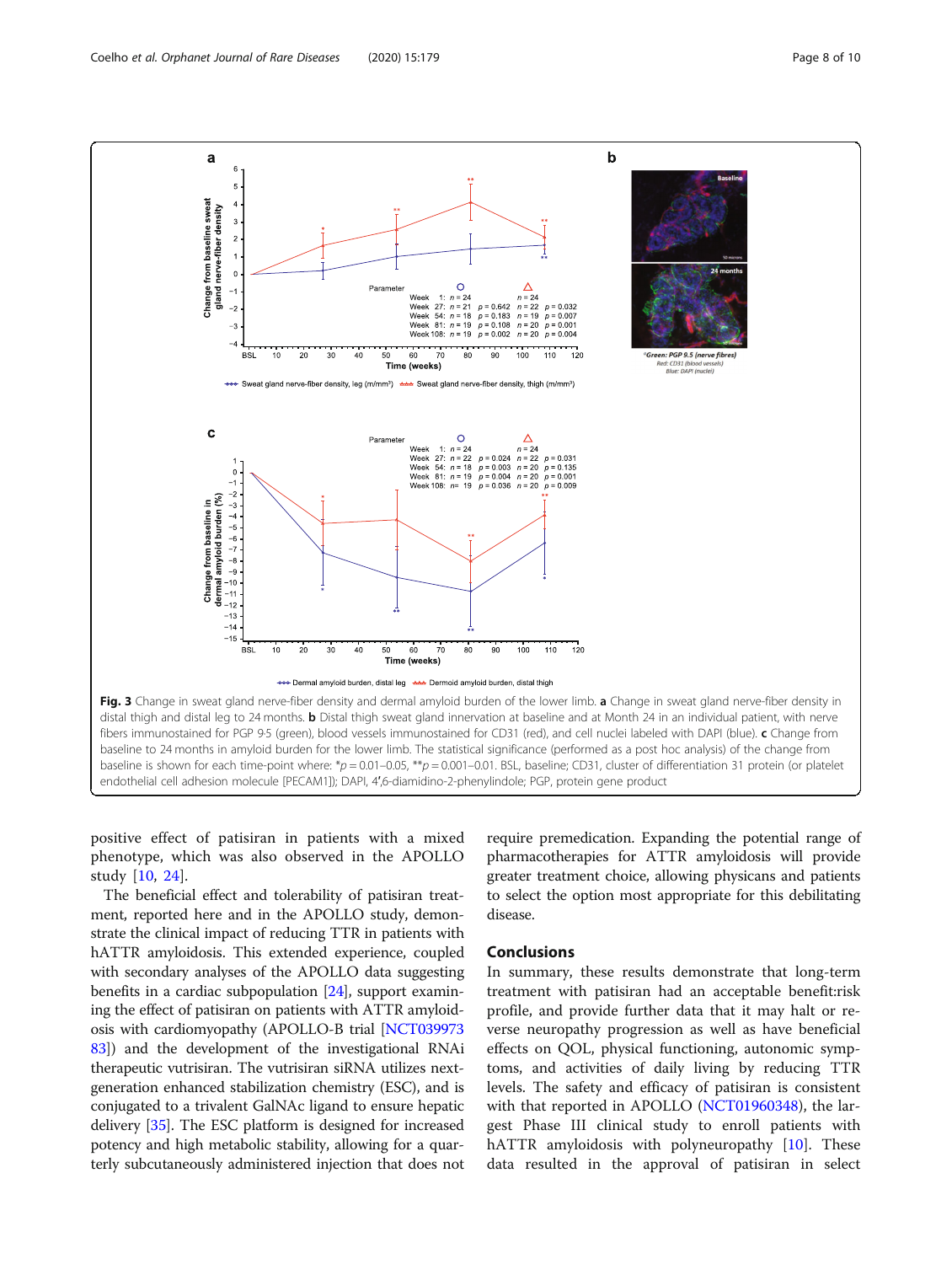**Fig. 3** Change in sweat gland nerve-fiber density and dermal amyloid burden of the lower limb. **a** Change in sweat gland nerve-fiber density in distal thigh and distal leg to 24 months. **b** Distal thigh sweat gland innervation at baseline and at Month 24 in an individual patient, with nerve fibers immunostained for PGP 9·5 (green), blood vessels immunostained for CD31 (red), and cell nuclei labeled with DAPI (blue). **c** Change from baseline to 24 months in amyloid burden for the lower limb. The statistical significance (performed as a post hoc analysis) of the change from baseline is shown for each time-point where: \*$p$ = 0.01–0.05, \*\*$p$ = 0.001–0.01. BSL, baseline; CD31, cluster of differentiation 31 protein (or platelet endothelial cell adhesion molecule [PECAM1]); DAPI, 4′,6-diamidino-2-phenylindole; PGP, protein gene product

positive effect of patisiran in patients with a mixed phenotype, which was also observed in the APOLLO study [10, 24].

The beneficial effect and tolerability of patisiran treatment, reported here and in the APOLLO study, demonstrate the clinical impact of reducing TTR in patients with hATTR amyloidosis. This extended experience, coupled with secondary analyses of the APOLLO data suggesting benefits in a cardiac subpopulation [24], support examining the effect of patisiran on patients with ATTR amyloidosis with cardiomyopathy (APOLLO-B trial [NCT03997383]) and the development of the investigational RNAi therapeutic vutrisiran. The vutrisiran siRNA utilizes next-generation enhanced stabilization chemistry (ESC), and is conjugated to a trivalent GalNAc ligand to ensure hepatic delivery [35]. The ESC platform is designed for increased potency and high metabolic stability, allowing for a quarterly subcutaneously administered injection that does not require premedication. Expanding the potential range of pharmacotherapies for ATTR amyloidosis will provide greater treatment choice, allowing physicans and patients to select the option most appropriate for this debilitating disease.

## Conclusions

In summary, these results demonstrate that long-term treatment with patisiran had an acceptable benefit:risk profile, and provide further data that it may halt or reverse neuropathy progression as well as have beneficial effects on QOL, physical functioning, autonomic symptoms, and activities of daily living by reducing TTR levels. The safety and efficacy of patisiran is consistent with that reported in APOLLO (NCT01960348), the largest Phase III clinical study to enroll patients with hATTR amyloidosis with polyneuropathy [10]. These data resulted in the approval of patisiran in select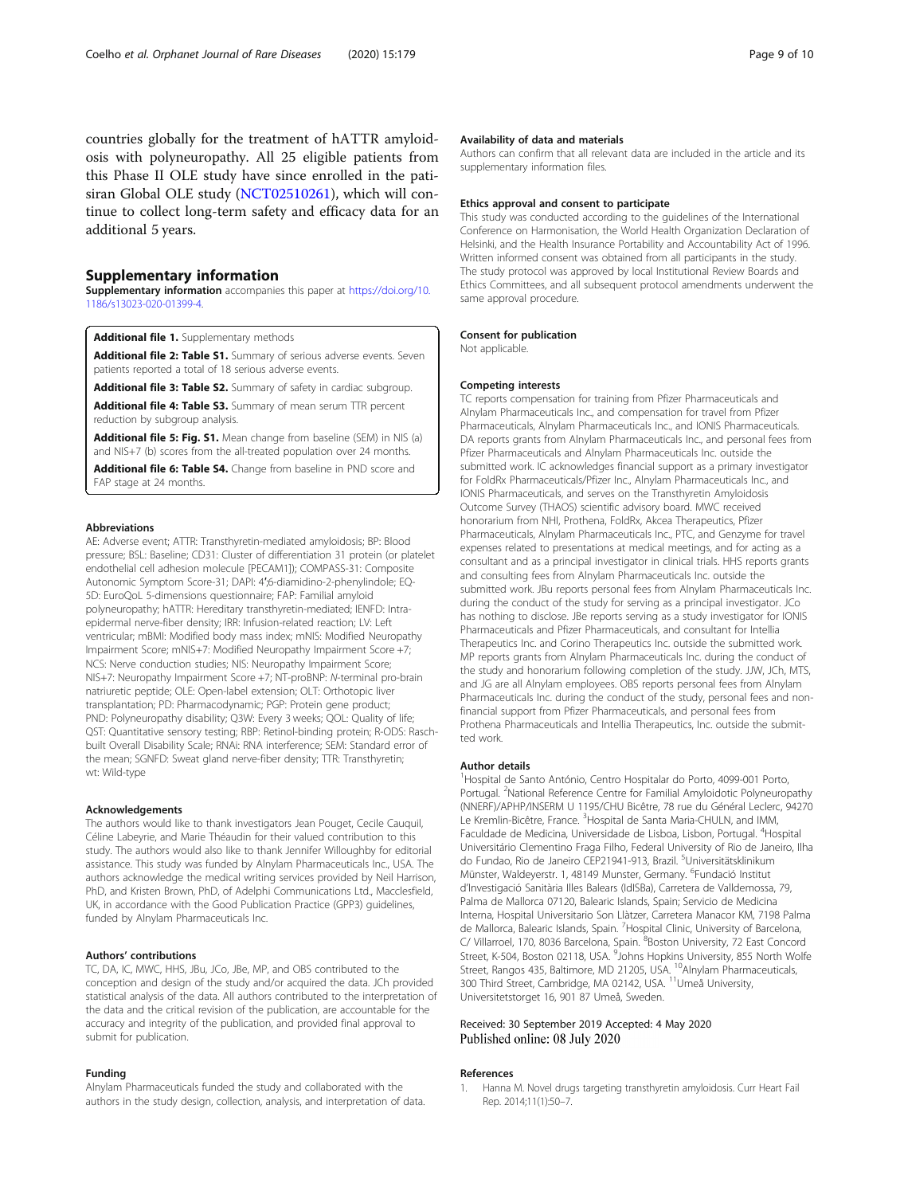countries globally for the treatment of hATTR amyloidosis with polyneuropathy. All 25 eligible patients from this Phase II OLE study have since enrolled in the patisiran Global OLE study (NCT02510261), which will continue to collect long-term safety and efficacy data for an additional 5 years.

## Supplementary information

**Supplementary information** accompanies this paper at https://doi.org/10.1186/s13023-020-01399-4.

**Additional file 1.** Supplementary methods

**Additional file 2: Table S1.** Summary of serious adverse events. Seven patients reported a total of 18 serious adverse events.

**Additional file 3: Table S2.** Summary of safety in cardiac subgroup.

**Additional file 4: Table S3.** Summary of mean serum TTR percent reduction by subgroup analysis.

**Additional file 5: Fig. S1.** Mean change from baseline (SEM) in NIS (a) and NIS+7 (b) scores from the all-treated population over 24 months.

**Additional file 6: Table S4.** Change from baseline in PND score and FAP stage at 24 months.

### Abbreviations

AE: Adverse event; ATTR: Transthyretin-mediated amyloidosis; BP: Blood pressure; BSL: Baseline; CD31: Cluster of differentiation 31 protein (or platelet endothelial cell adhesion molecule [PECAM1]); COMPASS-31: Composite Autonomic Symptom Score-31; DAPI: 4′,6-diamidino-2-phenylindole; EQ-5D: EuroQoL 5-dimensions questionnaire; FAP: Familial amyloid polyneuropathy; hATTR: Hereditary transthyretin-mediated; IENFD: Intra-epidermal nerve-fiber density; IRR: Infusion-related reaction; LV: Left ventricular; mBMI: Modified body mass index; mNIS: Modified Neuropathy Impairment Score; mNIS+7: Modified Neuropathy Impairment Score +7; NCS: Nerve conduction studies; NIS: Neuropathy Impairment Score; NIS+7: Neuropathy Impairment Score +7; NT-proBNP: *N*-terminal pro-brain natriuretic peptide; OLE: Open-label extension; OLT: Orthotopic liver transplantation; PD: Pharmacodynamic; PGP: Protein gene product; PND: Polyneuropathy disability; Q3W: Every 3 weeks; QOL: Quality of life; QST: Quantitative sensory testing; RBP: Retinol-binding protein; R-ODS: Rasch-built Overall Disability Scale; RNAi: RNA interference; SEM: Standard error of the mean; SGNFD: Sweat gland nerve-fiber density; TTR: Transthyretin; wt: Wild-type

### Acknowledgements

The authors would like to thank investigators Jean Pouget, Cecile Cauquil, Céline Labeyrie, and Marie Théaudin for their valued contribution to this study. The authors would also like to thank Jennifer Willoughby for editorial assistance. This study was funded by Alnylam Pharmaceuticals Inc., USA. The authors acknowledge the medical writing services provided by Neil Harrison, PhD, and Kristen Brown, PhD, of Adelphi Communications Ltd., Macclesfield, UK, in accordance with the Good Publication Practice (GPP3) guidelines, funded by Alnylam Pharmaceuticals Inc.

### Authors' contributions

TC, DA, IC, MWC, HHS, JBu, JCo, JBe, MP, and OBS contributed to the conception and design of the study and/or acquired the data. JCh provided statistical analysis of the data. All authors contributed to the interpretation of the data and the critical revision of the publication, are accountable for the accuracy and integrity of the publication, and provided final approval to submit for publication.

### Funding

Alnylam Pharmaceuticals funded the study and collaborated with the authors in the study design, collection, analysis, and interpretation of data.

### Availability of data and materials

Authors can confirm that all relevant data are included in the article and its supplementary information files.

### Ethics approval and consent to participate

This study was conducted according to the guidelines of the International Conference on Harmonisation, the World Health Organization Declaration of Helsinki, and the Health Insurance Portability and Accountability Act of 1996. Written informed consent was obtained from all participants in the study. The study protocol was approved by local Institutional Review Boards and Ethics Committees, and all subsequent protocol amendments underwent the same approval procedure.

### Consent for publication

Not applicable.

### Competing interests

TC reports compensation for training from Pfizer Pharmaceuticals and Alnylam Pharmaceuticals Inc., and compensation for travel from Pfizer Pharmaceuticals, Alnylam Pharmaceuticals Inc., and IONIS Pharmaceuticals. DA reports grants from Alnylam Pharmaceuticals Inc., and personal fees from Pfizer Pharmaceuticals and Alnylam Pharmaceuticals Inc. outside the submitted work. IC acknowledges financial support as a primary investigator for FoldRx Pharmaceuticals/Pfizer Inc., Alnylam Pharmaceuticals Inc., and IONIS Pharmaceuticals, and serves on the Transthyretin Amyloidosis Outcome Survey (THAOS) scientific advisory board. MWC received honorarium from NHI, Prothena, FoldRx, Akcea Therapeutics, Pfizer Pharmaceuticals, Alnylam Pharmaceuticals Inc., PTC, and Genzyme for travel expenses related to presentations at medical meetings, and for acting as a consultant and as a principal investigator in clinical trials. HHS reports grants and consulting fees from Alnylam Pharmaceuticals Inc. outside the submitted work. JBu reports personal fees from Alnylam Pharmaceuticals Inc. during the conduct of the study for serving as a principal investigator. JCo has nothing to disclose. JBe reports serving as a study investigator for IONIS Pharmaceuticals and Pfizer Pharmaceuticals, and consultant for Intellia Therapeutics Inc. and Corino Therapeutics Inc. outside the submitted work. MP reports grants from Alnylam Pharmaceuticals Inc. during the conduct of the study and honorarium following completion of the study. JJW, JCh, MTS, and JG are all Alnylam employees. OBS reports personal fees from Alnylam Pharmaceuticals Inc. during the conduct of the study, personal fees and non-financial support from Pfizer Pharmaceuticals, and personal fees from Prothena Pharmaceuticals and Intellia Therapeutics, Inc. outside the submitted work.

### Author details

[1]Hospital de Santo António, Centro Hospitalar do Porto, 4099-001 Porto, Portugal. [2]National Reference Centre for Familial Amyloidotic Polyneuropathy (NNERF)/APHP/INSERM U 1195/CHU Bicêtre, 78 rue du Général Leclerc, 94270 Le Kremlin-Bicêtre, France. [3]Hospital de Santa Maria-CHULN, and IMM, Faculdade de Medicina, Universidade de Lisboa, Lisbon, Portugal. [4]Hospital Universitário Clementino Fraga Filho, Federal University of Rio de Janeiro, Ilha do Fundao, Rio de Janeiro CEP21941-913, Brazil. [5]Universitätsklinikum Münster, Waldeyerstr. 1, 48149 Munster, Germany. [6]Fundació Institut d'Investigació Sanitària Illes Balears (IdISBa), Carretera de Valldemossa, 79, Palma de Mallorca 07120, Balearic Islands, Spain; Servicio de Medicina Interna, Hospital Universitario Son Llàtzer, Carretera Manacor KM, 7198 Palma de Mallorca, Balearic Islands, Spain. [7]Hospital Clinic, University of Barcelona, C/ Villarroel, 170, 8036 Barcelona, Spain. [8]Boston University, 72 East Concord Street, K-504, Boston 02118, USA. [9]Johns Hopkins University, 855 North Wolfe Street, Rangos 435, Baltimore, MD 21205, USA. [10]Alnylam Pharmaceuticals, 300 Third Street, Cambridge, MA 02142, USA. [11]Umeå University, Universitetstorget 16, 901 87 Umeå, Sweden.

Received: 30 September 2019 Accepted: 4 May 2020
Published online: 08 July 2020

### References

1. Hanna M. Novel drugs targeting transthyretin amyloidosis. Curr Heart Fail Rep. 2014;11(1):50–7.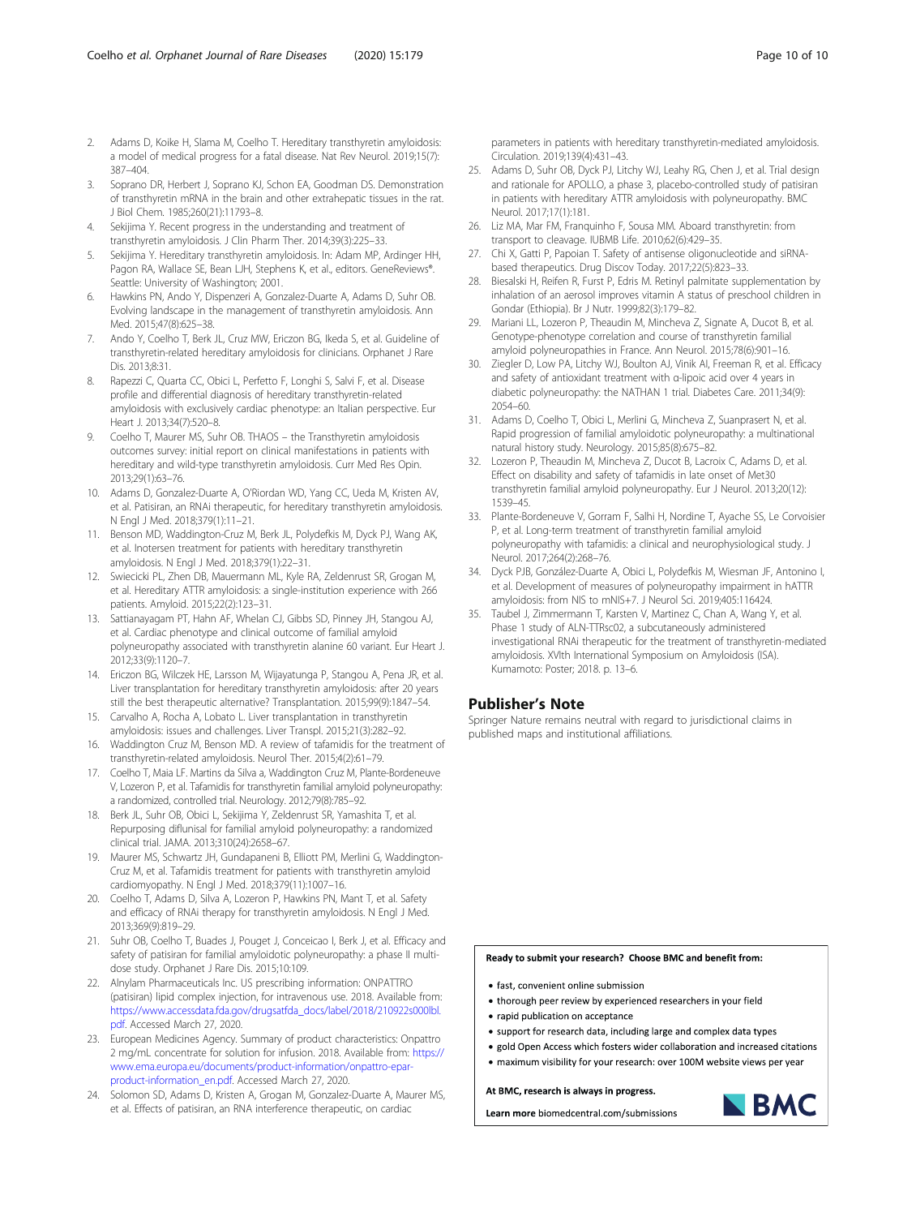2. Adams D, Koike H, Slama M, Coelho T. Hereditary transthyretin amyloidosis: a model of medical progress for a fatal disease. Nat Rev Neurol. 2019;15(7): 387–404.
3. Soprano DR, Herbert J, Soprano KJ, Schon EA, Goodman DS. Demonstration of transthyretin mRNA in the brain and other extrahepatic tissues in the rat. J Biol Chem. 1985;260(21):11793–8.
4. Sekijima Y. Recent progress in the understanding and treatment of transthyretin amyloidosis. J Clin Pharm Ther. 2014;39(3):225–33.
5. Sekijima Y. Hereditary transthyretin amyloidosis. In: Adam MP, Ardinger HH, Pagon RA, Wallace SE, Bean LJH, Stephens K, et al., editors. GeneReviews®. Seattle: University of Washington; 2001.
6. Hawkins PN, Ando Y, Dispenzeri A, Gonzalez-Duarte A, Adams D, Suhr OB. Evolving landscape in the management of transthyretin amyloidosis. Ann Med. 2015;47(8):625–38.
7. Ando Y, Coelho T, Berk JL, Cruz MW, Ericzon BG, Ikeda S, et al. Guideline of transthyretin-related hereditary amyloidosis for clinicians. Orphanet J Rare Dis. 2013;8:31.
8. Rapezzi C, Quarta CC, Obici L, Perfetto F, Longhi S, Salvi F, et al. Disease profile and differential diagnosis of hereditary transthyretin-related amyloidosis with exclusively cardiac phenotype: an Italian perspective. Eur Heart J. 2013;34(7):520–8.
9. Coelho T, Maurer MS, Suhr OB. THAOS – the Transthyretin amyloidosis outcomes survey: initial report on clinical manifestations in patients with hereditary and wild-type transthyretin amyloidosis. Curr Med Res Opin. 2013;29(1):63–76.
10. Adams D, Gonzalez-Duarte A, O'Riordan WD, Yang CC, Ueda M, Kristen AV, et al. Patisiran, an RNAi therapeutic, for hereditary transthyretin amyloidosis. N Engl J Med. 2018;379(1):11–21.
11. Benson MD, Waddington-Cruz M, Berk JL, Polydefkis M, Dyck PJ, Wang AK, et al. Inotersen treatment for patients with hereditary transthyretin amyloidosis. N Engl J Med. 2018;379(1):22–31.
12. Swiecicki PL, Zhen DB, Mauermann ML, Kyle RA, Zeldenrust SR, Grogan M, et al. Hereditary ATTR amyloidosis: a single-institution experience with 266 patients. Amyloid. 2015;22(2):123–31.
13. Sattianayagam PT, Hahn AF, Whelan CJ, Gibbs SD, Pinney JH, Stangou AJ, et al. Cardiac phenotype and clinical outcome of familial amyloid polyneuropathy associated with transthyretin alanine 60 variant. Eur Heart J. 2012;33(9):1120–7.
14. Ericzon BG, Wilczek HE, Larsson M, Wijayatunga P, Stangou A, Pena JR, et al. Liver transplantation for hereditary transthyretin amyloidosis: after 20 years still the best therapeutic alternative? Transplantation. 2015;99(9):1847–54.
15. Carvalho A, Rocha A, Lobato L. Liver transplantation in transthyretin amyloidosis: issues and challenges. Liver Transpl. 2015;21(3):282–92.
16. Waddington Cruz M, Benson MD. A review of tafamidis for the treatment of transthyretin-related amyloidosis. Neurol Ther. 2015;4(2):61–79.
17. Coelho T, Maia LF. Martins da Silva a, Waddington Cruz M, Plante-Bordeneuve V, Lozeron P, et al. Tafamidis for transthyretin familial amyloid polyneuropathy: a randomized, controlled trial. Neurology. 2012;79(8):785–92.
18. Berk JL, Suhr OB, Obici L, Sekijima Y, Zeldenrust SR, Yamashita T, et al. Repurposing diflunisal for familial amyloid polyneuropathy: a randomized clinical trial. JAMA. 2013;310(24):2658–67.
19. Maurer MS, Schwartz JH, Gundapaneni B, Elliott PM, Merlini G, Waddington-Cruz M, et al. Tafamidis treatment for patients with transthyretin amyloid cardiomyopathy. N Engl J Med. 2018;379(11):1007–16.
20. Coelho T, Adams D, Silva A, Lozeron P, Hawkins PN, Mant T, et al. Safety and efficacy of RNAi therapy for transthyretin amyloidosis. N Engl J Med. 2013;369(9):819–29.
21. Suhr OB, Coelho T, Buades J, Pouget J, Conceicao I, Berk J, et al. Efficacy and safety of patisiran for familial amyloidotic polyneuropathy: a phase II multi-dose study. Orphanet J Rare Dis. 2015;10:109.
22. Alnylam Pharmaceuticals Inc. US prescribing information: ONPATTRO (patisiran) lipid complex injection, for intravenous use. 2018. Available from: https://www.accessdata.fda.gov/drugsatfda_docs/label/2018/210922s000lbl.pdf. Accessed March 27, 2020.
23. European Medicines Agency. Summary of product characteristics: Onpattro 2 mg/mL concentrate for solution for infusion. 2018. Available from: https://www.ema.europa.eu/documents/product-information/onpattro-epar-product-information_en.pdf. Accessed March 27, 2020.
24. Solomon SD, Adams D, Kristen A, Grogan M, Gonzalez-Duarte A, Maurer MS, et al. Effects of patisiran, an RNA interference therapeutic, on cardiac parameters in patients with hereditary transthyretin-mediated amyloidosis. Circulation. 2019;139(4):431–43.
25. Adams D, Suhr OB, Dyck PJ, Litchy WJ, Leahy RG, Chen J, et al. Trial design and rationale for APOLLO, a phase 3, placebo-controlled study of patisiran in patients with hereditary ATTR amyloidosis with polyneuropathy. BMC Neurol. 2017;17(1):181.
26. Liz MA, Mar FM, Franquinho F, Sousa MM. Aboard transthyretin: from transport to cleavage. IUBMB Life. 2010;62(6):429–35.
27. Chi X, Gatti P, Papoian T. Safety of antisense oligonucleotide and siRNA-based therapeutics. Drug Discov Today. 2017;22(5):823–33.
28. Biesalski H, Reifen R, Furst P, Edris M. Retinyl palmitate supplementation by inhalation of an aerosol improves vitamin A status of preschool children in Gondar (Ethiopia). Br J Nutr. 1999;82(3):179–82.
29. Mariani LL, Lozeron P, Theaudin M, Mincheva Z, Signate A, Ducot B, et al. Genotype-phenotype correlation and course of transthyretin familial amyloid polyneuropathies in France. Ann Neurol. 2015;78(6):901–16.
30. Ziegler D, Low PA, Litchy WJ, Boulton AJ, Vinik AI, Freeman R, et al. Efficacy and safety of antioxidant treatment with α-lipoic acid over 4 years in diabetic polyneuropathy: the NATHAN 1 trial. Diabetes Care. 2011;34(9): 2054–60.
31. Adams D, Coelho T, Obici L, Merlini G, Mincheva Z, Suanprasert N, et al. Rapid progression of familial amyloidotic polyneuropathy: a multinational natural history study. Neurology. 2015;85(8):675–82.
32. Lozeron P, Theaudin M, Mincheva Z, Ducot B, Lacroix C, Adams D, et al. Effect on disability and safety of tafamidis in late onset of Met30 transthyretin familial amyloid polyneuropathy. Eur J Neurol. 2013;20(12): 1539–45.
33. Plante-Bordeneuve V, Gorram F, Salhi H, Nordine T, Ayache SS, Le Corvoisier P, et al. Long-term treatment of transthyretin familial amyloid polyneuropathy with tafamidis: a clinical and neurophysiological study. J Neurol. 2017;264(2):268–76.
34. Dyck PJB, González-Duarte A, Obici L, Polydefkis M, Wiesman JF, Antonino I, et al. Development of measures of polyneuropathy impairment in hATTR amyloidosis: from NIS to mNIS+7. J Neurol Sci. 2019;405:116424.
35. Taubel J, Zimmermann T, Karsten V, Martinez C, Chan A, Wang Y, et al. Phase 1 study of ALN-TTRsc02, a subcutaneously administered investigational RNAi therapeutic for the treatment of transthyretin-mediated amyloidosis. XVIth International Symposium on Amyloidosis (ISA). Kumamoto: Poster; 2018. p. 13–6.

## Publisher's Note

Springer Nature remains neutral with regard to jurisdictional claims in published maps and institutional affiliations.

**Ready to submit your research? Choose BMC and benefit from:**

- fast, convenient online submission
- thorough peer review by experienced researchers in your field
- rapid publication on acceptance
- support for research data, including large and complex data types
- gold Open Access which fosters wider collaboration and increased citations
- maximum visibility for your research: over 100M website views per year

**At BMC, research is always in progress.**

**Learn more** biomedcentral.com/submissions

BMC